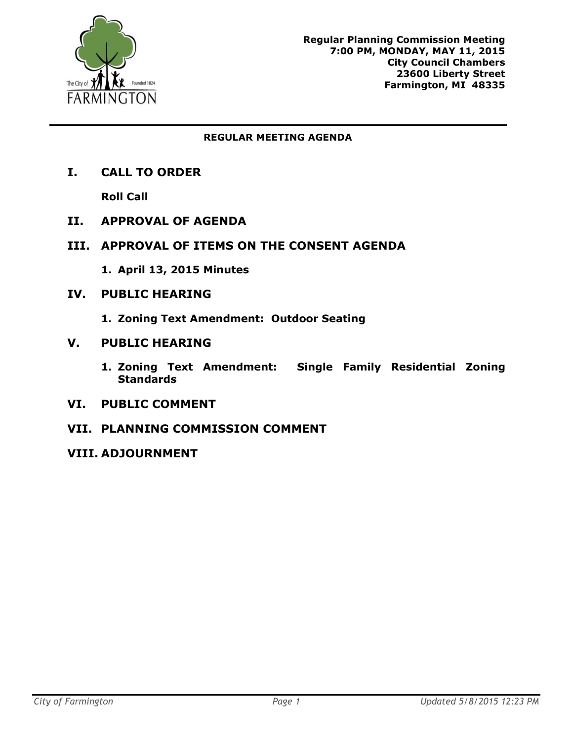Regular Planning Commission Meeting
7:00 PM, MONDAY, MAY 11, 2015
City Council Chambers
23600 Liberty Street
Farmington, MI 48335

**REGULAR MEETING AGENDA**

## I. CALL TO ORDER

**Roll Call**

## II. APPROVAL OF AGENDA

## III. APPROVAL OF ITEMS ON THE CONSENT AGENDA

1. **April 13, 2015 Minutes**

## IV. PUBLIC HEARING

1. **Zoning Text Amendment: Outdoor Seating**

## V. PUBLIC HEARING

1. **Zoning Text Amendment: Single Family Residential Zoning Standards**

## VI. PUBLIC COMMENT

## VII. PLANNING COMMISSION COMMENT

## VIII. ADJOURNMENT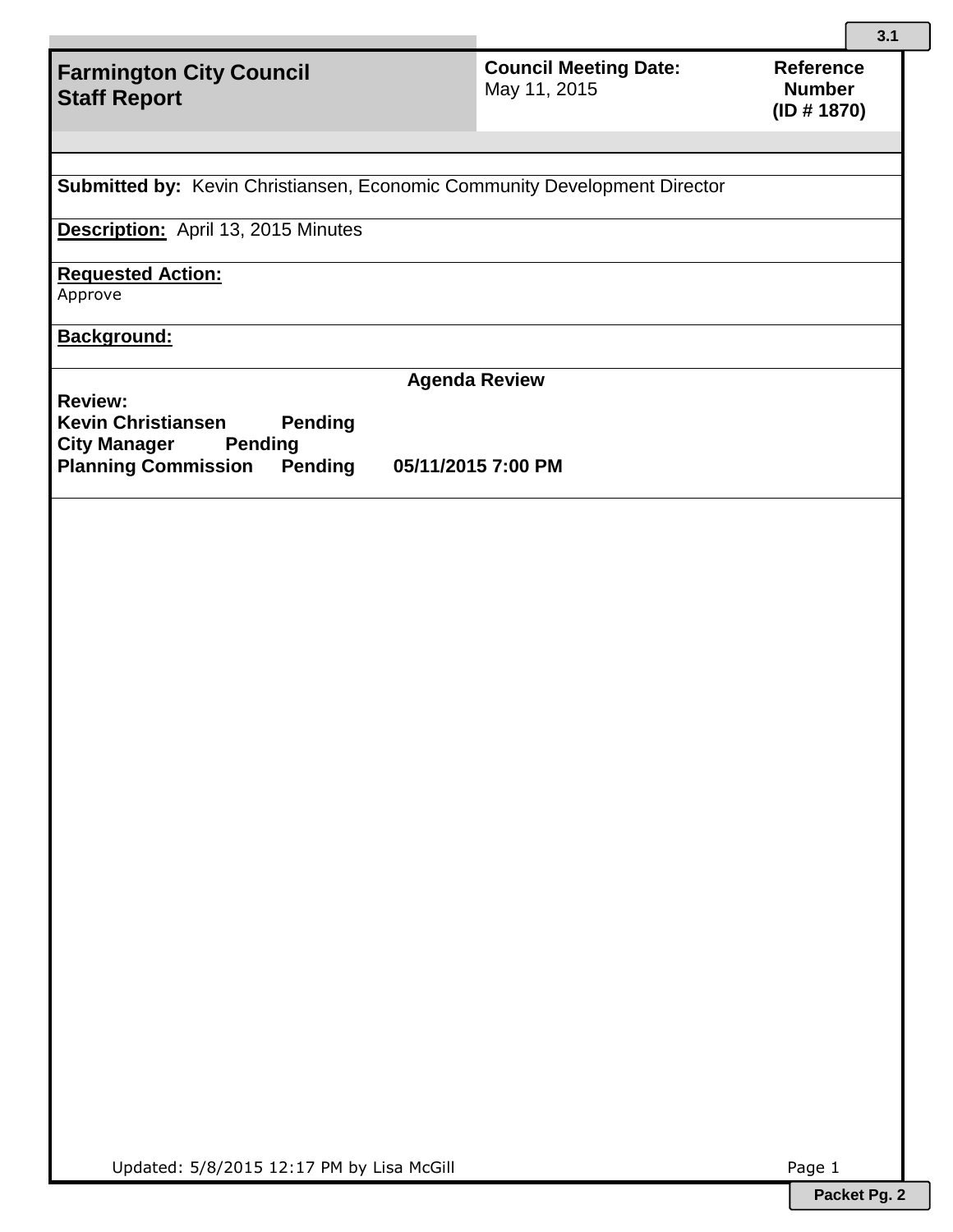3.1

# Farmington City Council Staff Report

**Council Meeting Date:** May 11, 2015

**Reference Number (ID # 1870)**

**Submitted by:** Kevin Christiansen, Economic Community Development Director

**Description:** April 13, 2015 Minutes

**Requested Action:**
Approve

**Background:**

**Agenda Review**

**Review:**
**Kevin Christiansen Pending**
**City Manager Pending**
**Planning Commission Pending 05/11/2015 7:00 PM**

Updated: 5/8/2015 12:17 PM by Lisa McGill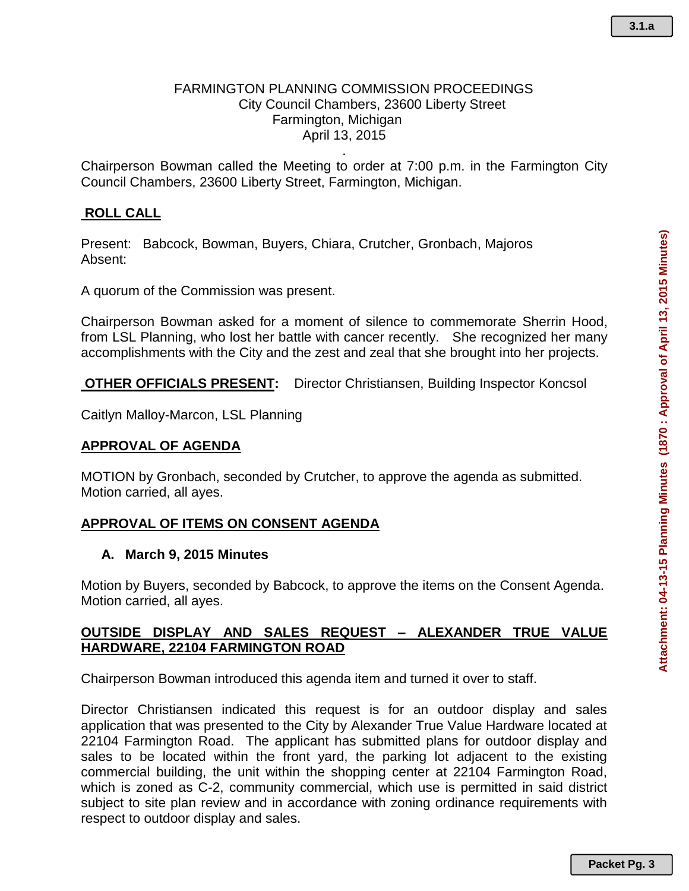FARMINGTON PLANNING COMMISSION PROCEEDINGS
City Council Chambers, 23600 Liberty Street
Farmington, Michigan
April 13, 2015

Chairperson Bowman called the Meeting to order at 7:00 p.m. in the Farmington City Council Chambers, 23600 Liberty Street, Farmington, Michigan.

**ROLL CALL**

Present: Babcock, Bowman, Buyers, Chiara, Crutcher, Gronbach, Majoros
Absent:

A quorum of the Commission was present.

Chairperson Bowman asked for a moment of silence to commemorate Sherrin Hood, from LSL Planning, who lost her battle with cancer recently. She recognized her many accomplishments with the City and the zest and zeal that she brought into her projects.

**OTHER OFFICIALS PRESENT:** Director Christiansen, Building Inspector Koncsol

Caitlyn Malloy-Marcon, LSL Planning

**APPROVAL OF AGENDA**

MOTION by Gronbach, seconded by Crutcher, to approve the agenda as submitted. Motion carried, all ayes.

**APPROVAL OF ITEMS ON CONSENT AGENDA**

**A. March 9, 2015 Minutes**

Motion by Buyers, seconded by Babcock, to approve the items on the Consent Agenda. Motion carried, all ayes.

**OUTSIDE DISPLAY AND SALES REQUEST – ALEXANDER TRUE VALUE HARDWARE, 22104 FARMINGTON ROAD**

Chairperson Bowman introduced this agenda item and turned it over to staff.

Director Christiansen indicated this request is for an outdoor display and sales application that was presented to the City by Alexander True Value Hardware located at 22104 Farmington Road. The applicant has submitted plans for outdoor display and sales to be located within the front yard, the parking lot adjacent to the existing commercial building, the unit within the shopping center at 22104 Farmington Road, which is zoned as C-2, community commercial, which use is permitted in said district subject to site plan review and in accordance with zoning ordinance requirements with respect to outdoor display and sales.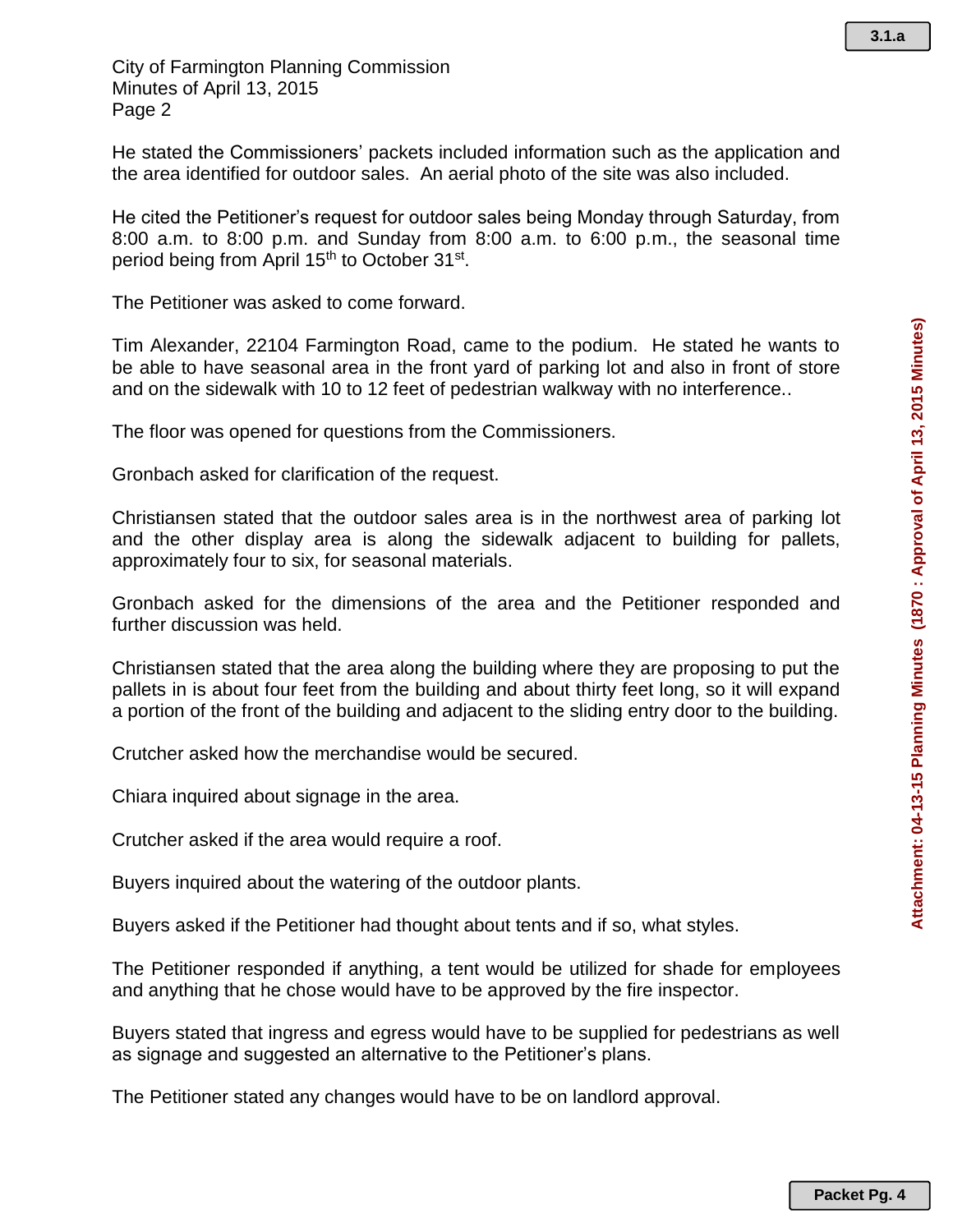He stated the Commissioners' packets included information such as the application and the area identified for outdoor sales. An aerial photo of the site was also included.

He cited the Petitioner's request for outdoor sales being Monday through Saturday, from 8:00 a.m. to 8:00 p.m. and Sunday from 8:00 a.m. to 6:00 p.m., the seasonal time period being from April 15th to October 31st.

The Petitioner was asked to come forward.

Tim Alexander, 22104 Farmington Road, came to the podium. He stated he wants to be able to have seasonal area in the front yard of parking lot and also in front of store and on the sidewalk with 10 to 12 feet of pedestrian walkway with no interference..

The floor was opened for questions from the Commissioners.

Gronbach asked for clarification of the request.

Christiansen stated that the outdoor sales area is in the northwest area of parking lot and the other display area is along the sidewalk adjacent to building for pallets, approximately four to six, for seasonal materials.

Gronbach asked for the dimensions of the area and the Petitioner responded and further discussion was held.

Christiansen stated that the area along the building where they are proposing to put the pallets in is about four feet from the building and about thirty feet long, so it will expand a portion of the front of the building and adjacent to the sliding entry door to the building.

Crutcher asked how the merchandise would be secured.

Chiara inquired about signage in the area.

Crutcher asked if the area would require a roof.

Buyers inquired about the watering of the outdoor plants.

Buyers asked if the Petitioner had thought about tents and if so, what styles.

The Petitioner responded if anything, a tent would be utilized for shade for employees and anything that he chose would have to be approved by the fire inspector.

Buyers stated that ingress and egress would have to be supplied for pedestrians as well as signage and suggested an alternative to the Petitioner's plans.

The Petitioner stated any changes would have to be on landlord approval.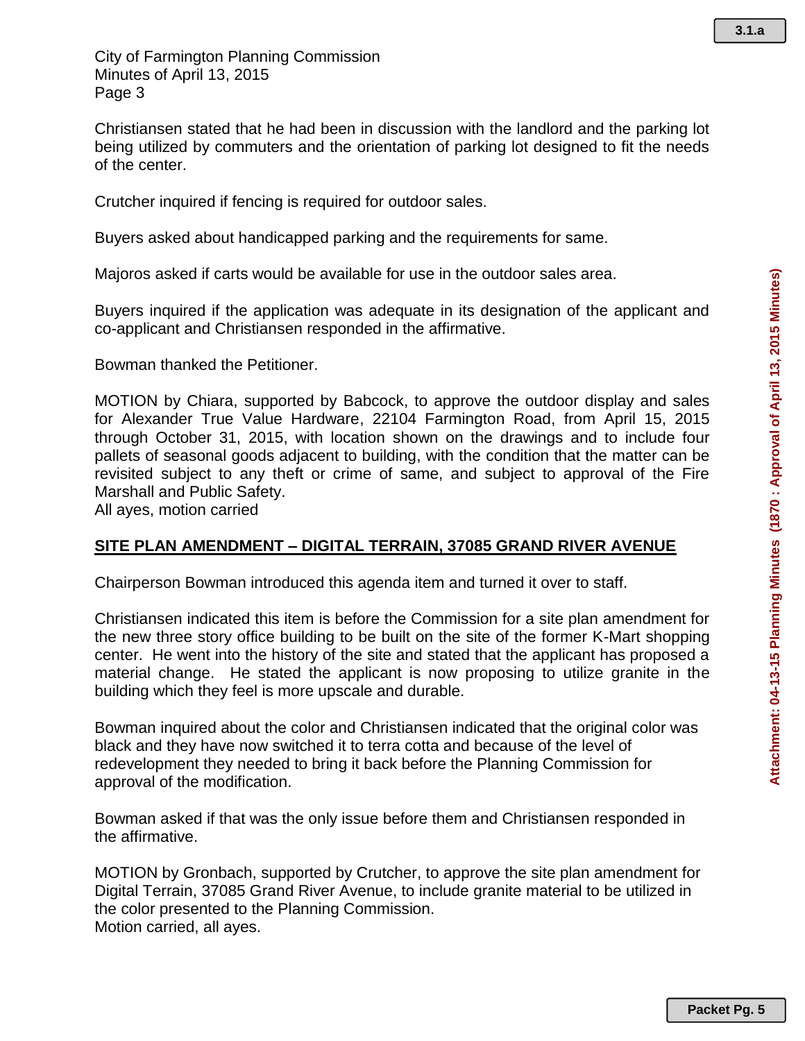Christiansen stated that he had been in discussion with the landlord and the parking lot being utilized by commuters and the orientation of parking lot designed to fit the needs of the center.

Crutcher inquired if fencing is required for outdoor sales.

Buyers asked about handicapped parking and the requirements for same.

Majoros asked if carts would be available for use in the outdoor sales area.

Buyers inquired if the application was adequate in its designation of the applicant and co-applicant and Christiansen responded in the affirmative.

Bowman thanked the Petitioner.

MOTION by Chiara, supported by Babcock, to approve the outdoor display and sales for Alexander True Value Hardware, 22104 Farmington Road, from April 15, 2015 through October 31, 2015, with location shown on the drawings and to include four pallets of seasonal goods adjacent to building, with the condition that the matter can be revisited subject to any theft or crime of same, and subject to approval of the Fire Marshall and Public Safety.
All ayes, motion carried

**SITE PLAN AMENDMENT – DIGITAL TERRAIN, 37085 GRAND RIVER AVENUE**

Chairperson Bowman introduced this agenda item and turned it over to staff.

Christiansen indicated this item is before the Commission for a site plan amendment for the new three story office building to be built on the site of the former K-Mart shopping center. He went into the history of the site and stated that the applicant has proposed a material change. He stated the applicant is now proposing to utilize granite in the building which they feel is more upscale and durable.

Bowman inquired about the color and Christiansen indicated that the original color was black and they have now switched it to terra cotta and because of the level of redevelopment they needed to bring it back before the Planning Commission for approval of the modification.

Bowman asked if that was the only issue before them and Christiansen responded in the affirmative.

MOTION by Gronbach, supported by Crutcher, to approve the site plan amendment for Digital Terrain, 37085 Grand River Avenue, to include granite material to be utilized in the color presented to the Planning Commission.
Motion carried, all ayes.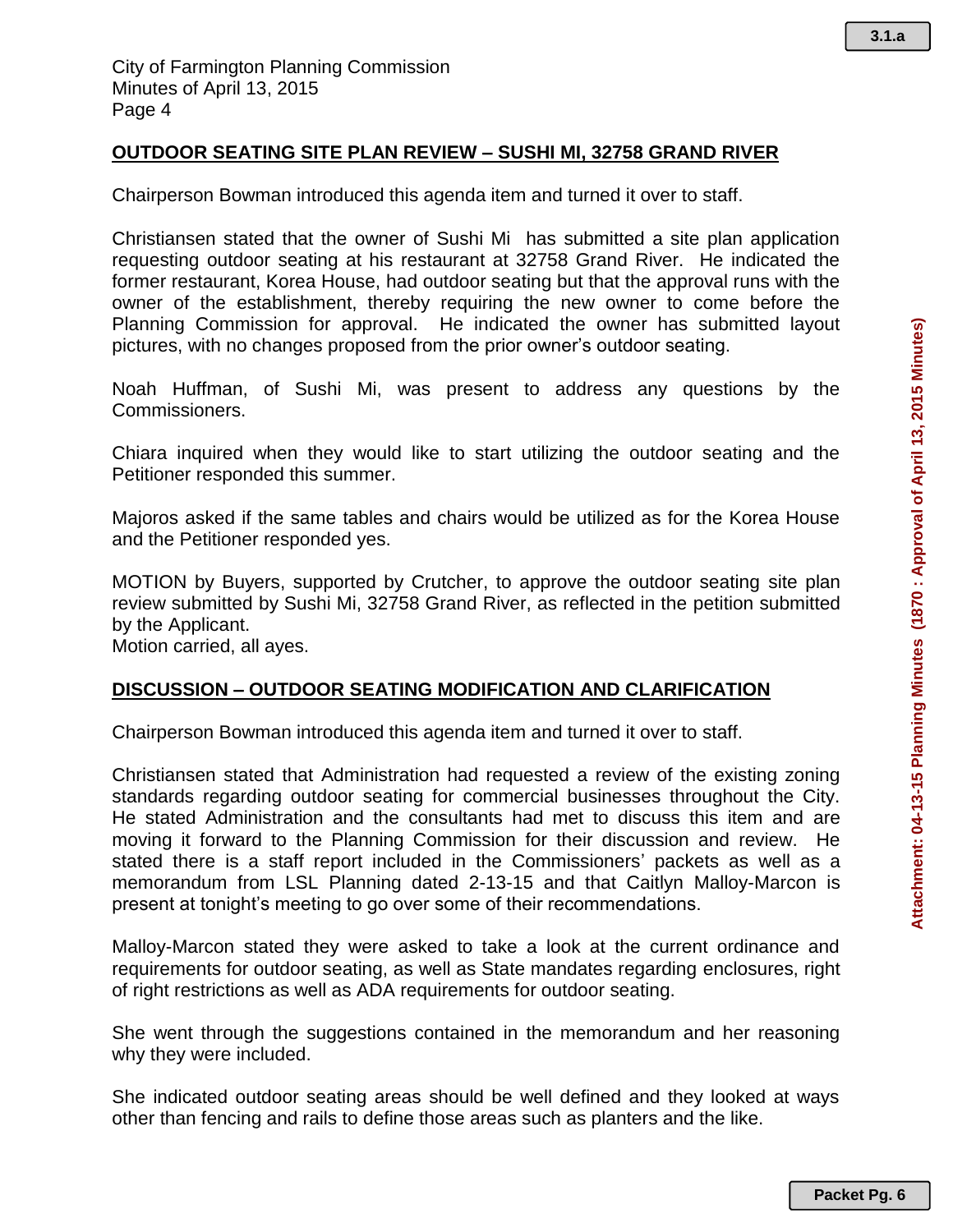## OUTDOOR SEATING SITE PLAN REVIEW – SUSHI MI, 32758 GRAND RIVER

Chairperson Bowman introduced this agenda item and turned it over to staff.

Christiansen stated that the owner of Sushi Mi has submitted a site plan application requesting outdoor seating at his restaurant at 32758 Grand River. He indicated the former restaurant, Korea House, had outdoor seating but that the approval runs with the owner of the establishment, thereby requiring the new owner to come before the Planning Commission for approval. He indicated the owner has submitted layout pictures, with no changes proposed from the prior owner's outdoor seating.

Noah Huffman, of Sushi Mi, was present to address any questions by the Commissioners.

Chiara inquired when they would like to start utilizing the outdoor seating and the Petitioner responded this summer.

Majoros asked if the same tables and chairs would be utilized as for the Korea House and the Petitioner responded yes.

MOTION by Buyers, supported by Crutcher, to approve the outdoor seating site plan review submitted by Sushi Mi, 32758 Grand River, as reflected in the petition submitted by the Applicant.
Motion carried, all ayes.

## DISCUSSION – OUTDOOR SEATING MODIFICATION AND CLARIFICATION

Chairperson Bowman introduced this agenda item and turned it over to staff.

Christiansen stated that Administration had requested a review of the existing zoning standards regarding outdoor seating for commercial businesses throughout the City. He stated Administration and the consultants had met to discuss this item and are moving it forward to the Planning Commission for their discussion and review. He stated there is a staff report included in the Commissioners' packets as well as a memorandum from LSL Planning dated 2-13-15 and that Caitlyn Malloy-Marcon is present at tonight's meeting to go over some of their recommendations.

Malloy-Marcon stated they were asked to take a look at the current ordinance and requirements for outdoor seating, as well as State mandates regarding enclosures, right of right restrictions as well as ADA requirements for outdoor seating.

She went through the suggestions contained in the memorandum and her reasoning why they were included.

She indicated outdoor seating areas should be well defined and they looked at ways other than fencing and rails to define those areas such as planters and the like.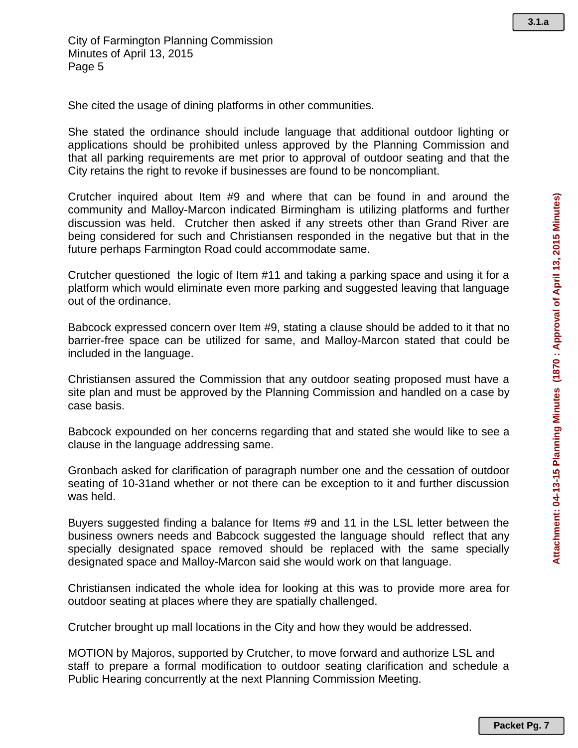She cited the usage of dining platforms in other communities.

She stated the ordinance should include language that additional outdoor lighting or applications should be prohibited unless approved by the Planning Commission and that all parking requirements are met prior to approval of outdoor seating and that the City retains the right to revoke if businesses are found to be noncompliant.

Crutcher inquired about Item #9 and where that can be found in and around the community and Malloy-Marcon indicated Birmingham is utilizing platforms and further discussion was held. Crutcher then asked if any streets other than Grand River are being considered for such and Christiansen responded in the negative but that in the future perhaps Farmington Road could accommodate same.

Crutcher questioned the logic of Item #11 and taking a parking space and using it for a platform which would eliminate even more parking and suggested leaving that language out of the ordinance.

Babcock expressed concern over Item #9, stating a clause should be added to it that no barrier-free space can be utilized for same, and Malloy-Marcon stated that could be included in the language.

Christiansen assured the Commission that any outdoor seating proposed must have a site plan and must be approved by the Planning Commission and handled on a case by case basis.

Babcock expounded on her concerns regarding that and stated she would like to see a clause in the language addressing same.

Gronbach asked for clarification of paragraph number one and the cessation of outdoor seating of 10-31and whether or not there can be exception to it and further discussion was held.

Buyers suggested finding a balance for Items #9 and 11 in the LSL letter between the business owners needs and Babcock suggested the language should reflect that any specially designated space removed should be replaced with the same specially designated space and Malloy-Marcon said she would work on that language.

Christiansen indicated the whole idea for looking at this was to provide more area for outdoor seating at places where they are spatially challenged.

Crutcher brought up mall locations in the City and how they would be addressed.

MOTION by Majoros, supported by Crutcher, to move forward and authorize LSL and staff to prepare a formal modification to outdoor seating clarification and schedule a Public Hearing concurrently at the next Planning Commission Meeting.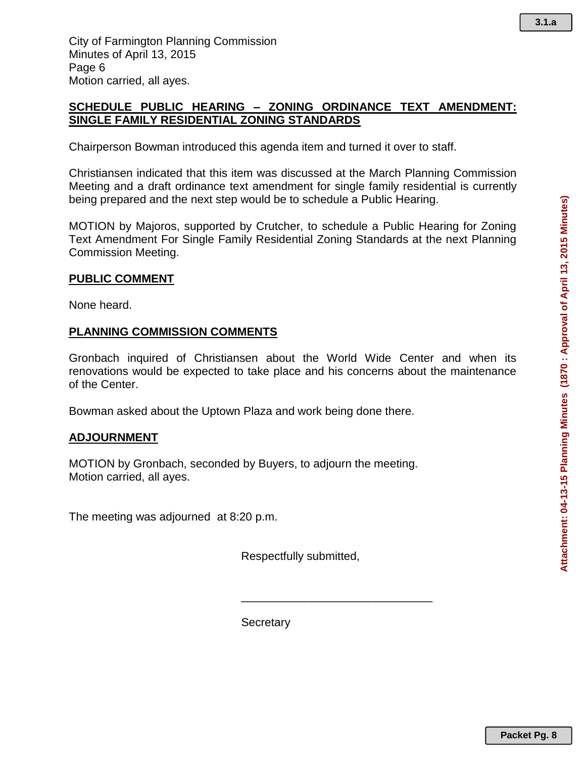Motion carried, all ayes.

## SCHEDULE PUBLIC HEARING – ZONING ORDINANCE TEXT AMENDMENT: SINGLE FAMILY RESIDENTIAL ZONING STANDARDS

Chairperson Bowman introduced this agenda item and turned it over to staff.

Christiansen indicated that this item was discussed at the March Planning Commission Meeting and a draft ordinance text amendment for single family residential is currently being prepared and the next step would be to schedule a Public Hearing.

MOTION by Majoros, supported by Crutcher, to schedule a Public Hearing for Zoning Text Amendment For Single Family Residential Zoning Standards at the next Planning Commission Meeting.

## PUBLIC COMMENT

None heard.

## PLANNING COMMISSION COMMENTS

Gronbach inquired of Christiansen about the World Wide Center and when its renovations would be expected to take place and his concerns about the maintenance of the Center.

Bowman asked about the Uptown Plaza and work being done there.

## ADJOURNMENT

MOTION by Gronbach, seconded by Buyers, to adjourn the meeting.
Motion carried, all ayes.

The meeting was adjourned at 8:20 p.m.

Respectfully submitted,

_______________________________

Secretary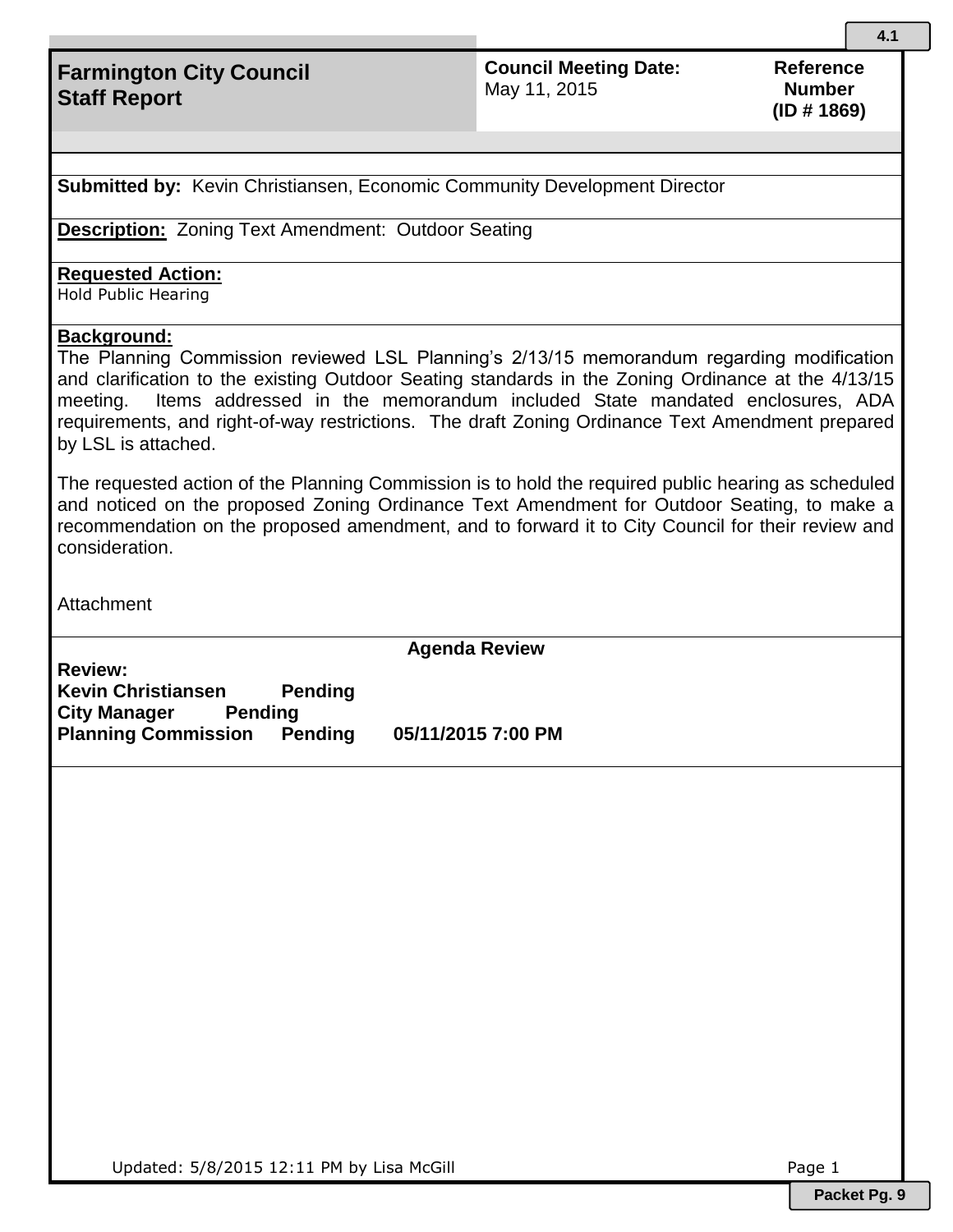4.1

# Farmington City Council Staff Report

**Council Meeting Date:** May 11, 2015

**Reference Number (ID # 1869)**

**Submitted by:** Kevin Christiansen, Economic Community Development Director

**Description:** Zoning Text Amendment: Outdoor Seating

**Requested Action:**
Hold Public Hearing

**Background:**
The Planning Commission reviewed LSL Planning's 2/13/15 memorandum regarding modification and clarification to the existing Outdoor Seating standards in the Zoning Ordinance at the 4/13/15 meeting. Items addressed in the memorandum included State mandated enclosures, ADA requirements, and right-of-way restrictions. The draft Zoning Ordinance Text Amendment prepared by LSL is attached.

The requested action of the Planning Commission is to hold the required public hearing as scheduled and noticed on the proposed Zoning Ordinance Text Amendment for Outdoor Seating, to make a recommendation on the proposed amendment, and to forward it to City Council for their review and consideration.

Attachment

**Agenda Review**

**Review:**
**Kevin Christiansen Pending**
**City Manager Pending**
**Planning Commission Pending 05/11/2015 7:00 PM**

Updated: 5/8/2015 12:11 PM by Lisa McGill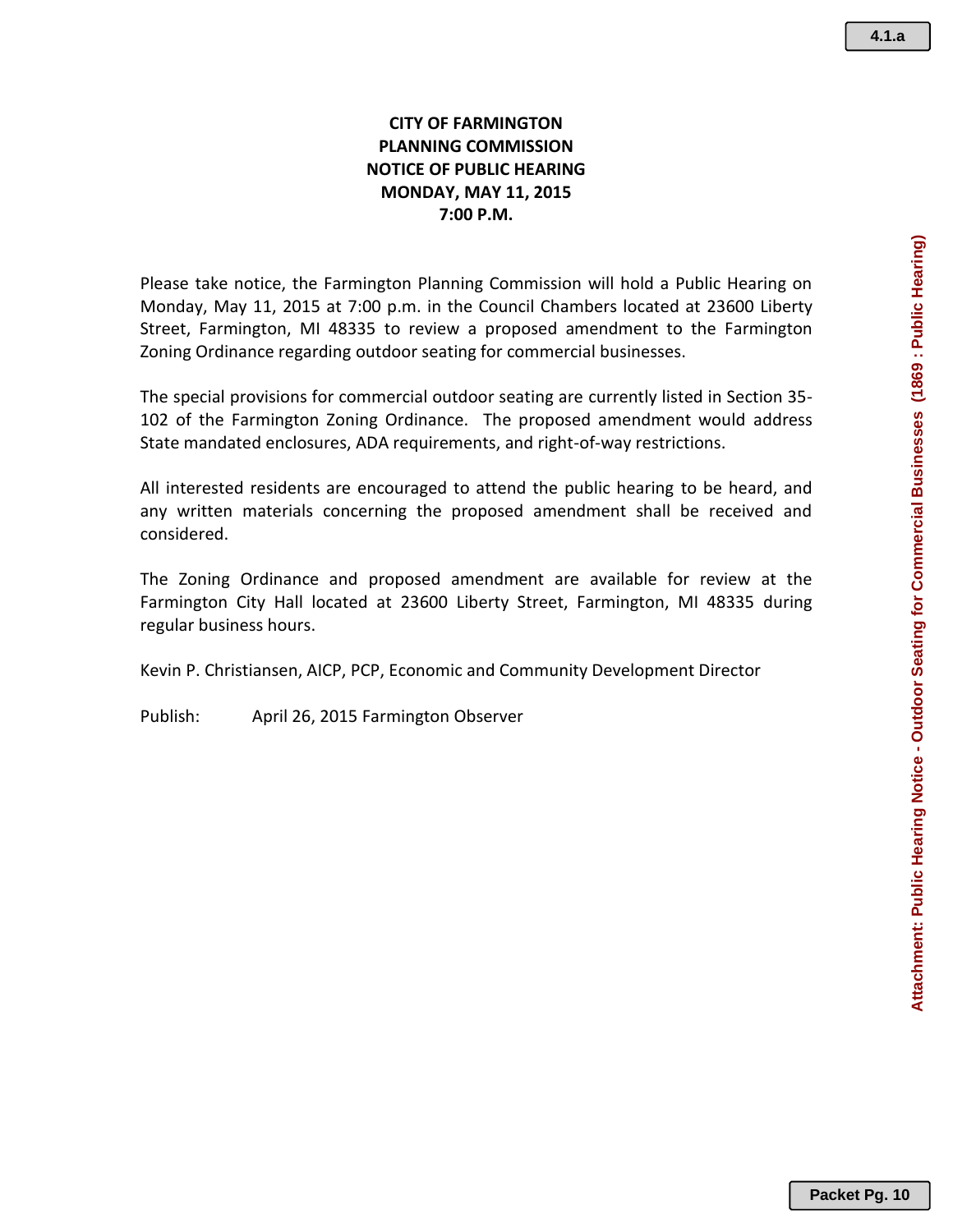**CITY OF FARMINGTON**
**PLANNING COMMISSION**
**NOTICE OF PUBLIC HEARING**
**MONDAY, MAY 11, 2015**
**7:00 P.M.**

Please take notice, the Farmington Planning Commission will hold a Public Hearing on Monday, May 11, 2015 at 7:00 p.m. in the Council Chambers located at 23600 Liberty Street, Farmington, MI 48335 to review a proposed amendment to the Farmington Zoning Ordinance regarding outdoor seating for commercial businesses.

The special provisions for commercial outdoor seating are currently listed in Section 35-102 of the Farmington Zoning Ordinance. The proposed amendment would address State mandated enclosures, ADA requirements, and right-of-way restrictions.

All interested residents are encouraged to attend the public hearing to be heard, and any written materials concerning the proposed amendment shall be received and considered.

The Zoning Ordinance and proposed amendment are available for review at the Farmington City Hall located at 23600 Liberty Street, Farmington, MI 48335 during regular business hours.

Kevin P. Christiansen, AICP, PCP, Economic and Community Development Director

Publish: April 26, 2015 Farmington Observer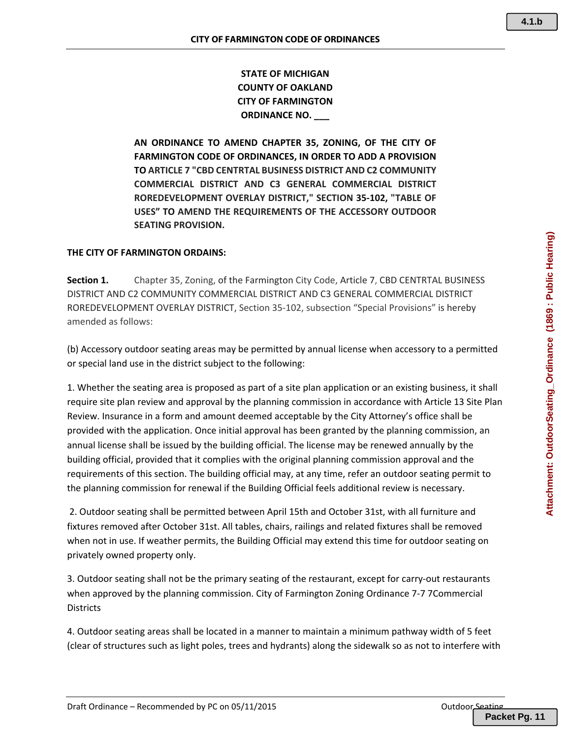**STATE OF MICHIGAN**
**COUNTY OF OAKLAND**
**CITY OF FARMINGTON**
**ORDINANCE NO. ___**

**AN ORDINANCE TO AMEND CHAPTER 35, ZONING, OF THE CITY OF FARMINGTON CODE OF ORDINANCES, IN ORDER TO ADD A PROVISION TO ARTICLE 7 "CBD CENTRTAL BUSINESS DISTRICT AND C2 COMMUNITY COMMERCIAL DISTRICT AND C3 GENERAL COMMERCIAL DISTRICT ROREDEVELOPMENT OVERLAY DISTRICT," SECTION 35-102, "TABLE OF USES" TO AMEND THE REQUIREMENTS OF THE ACCESSORY OUTDOOR SEATING PROVISION.**

**THE CITY OF FARMINGTON ORDAINS:**

**Section 1.** Chapter 35, Zoning, of the Farmington City Code, Article 7, CBD CENTRTAL BUSINESS DISTRICT AND C2 COMMUNITY COMMERCIAL DISTRICT AND C3 GENERAL COMMERCIAL DISTRICT ROREDEVELOPMENT OVERLAY DISTRICT, Section 35-102, subsection "Special Provisions" is hereby amended as follows:

(b) Accessory outdoor seating areas may be permitted by annual license when accessory to a permitted or special land use in the district subject to the following:

1. Whether the seating area is proposed as part of a site plan application or an existing business, it shall require site plan review and approval by the planning commission in accordance with Article 13 Site Plan Review. Insurance in a form and amount deemed acceptable by the City Attorney's office shall be provided with the application. Once initial approval has been granted by the planning commission, an annual license shall be issued by the building official. The license may be renewed annually by the building official, provided that it complies with the original planning commission approval and the requirements of this section. The building official may, at any time, refer an outdoor seating permit to the planning commission for renewal if the Building Official feels additional review is necessary.

2. Outdoor seating shall be permitted between April 15th and October 31st, with all furniture and fixtures removed after October 31st. All tables, chairs, railings and related fixtures shall be removed when not in use. If weather permits, the Building Official may extend this time for outdoor seating on privately owned property only.

3. Outdoor seating shall not be the primary seating of the restaurant, except for carry-out restaurants when approved by the planning commission. City of Farmington Zoning Ordinance 7-7 7Commercial Districts

4. Outdoor seating areas shall be located in a manner to maintain a minimum pathway width of 5 feet (clear of structures such as light poles, trees and hydrants) along the sidewalk so as not to interfere with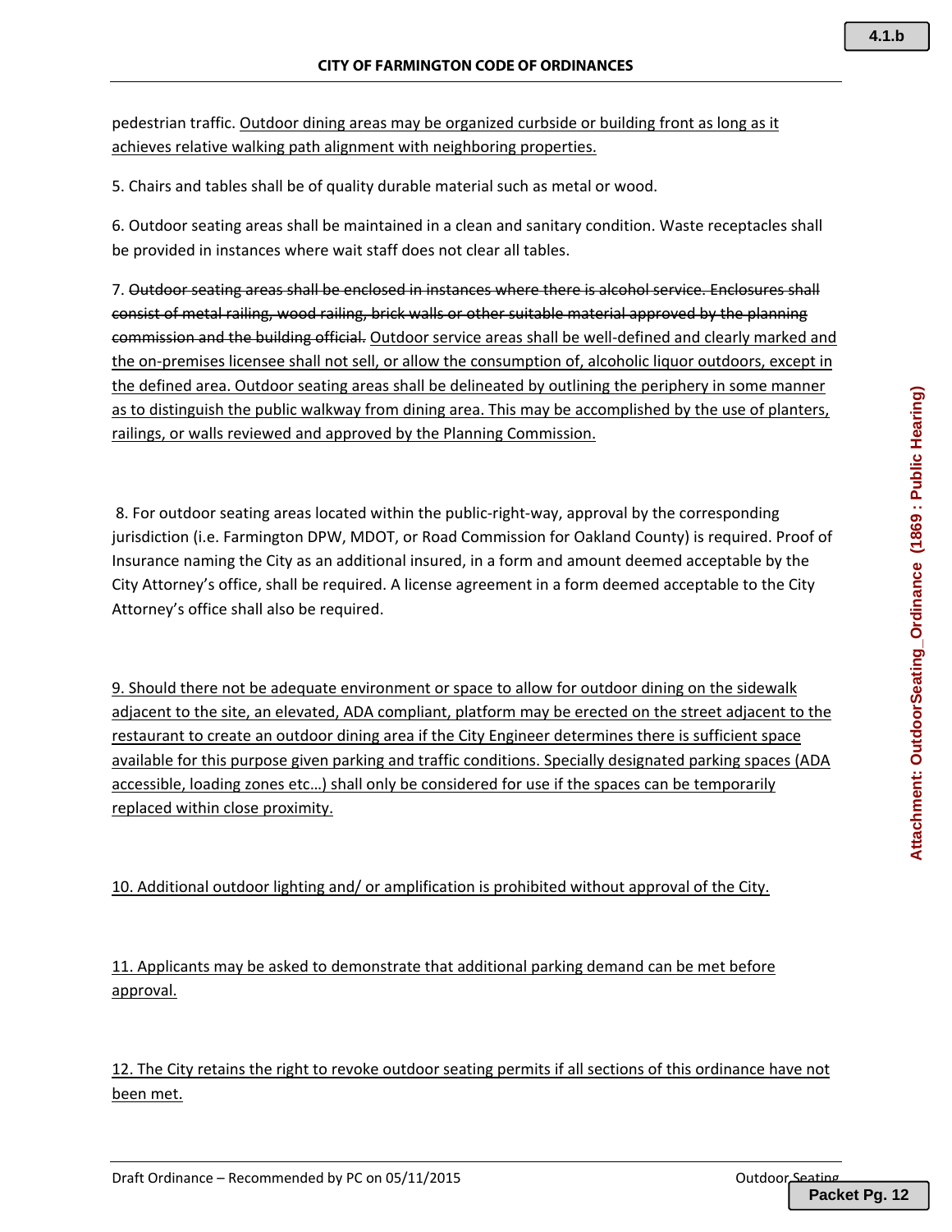pedestrian traffic. <u>Outdoor dining areas may be organized curbside or building front as long as it achieves relative walking path alignment with neighboring properties.</u>

5. Chairs and tables shall be of quality durable material such as metal or wood.

6. Outdoor seating areas shall be maintained in a clean and sanitary condition. Waste receptacles shall be provided in instances where wait staff does not clear all tables.

7. ~~Outdoor seating areas shall be enclosed in instances where there is alcohol service. Enclosures shall consist of metal railing, wood railing, brick walls or other suitable material approved by the planning commission and the building official.~~ <u>Outdoor service areas shall be well-defined and clearly marked and the on-premises licensee shall not sell, or allow the consumption of, alcoholic liquor outdoors, except in the defined area. Outdoor seating areas shall be delineated by outlining the periphery in some manner as to distinguish the public walkway from dining area. This may be accomplished by the use of planters, railings, or walls reviewed and approved by the Planning Commission.</u>

8. For outdoor seating areas located within the public-right-way, approval by the corresponding jurisdiction (i.e. Farmington DPW, MDOT, or Road Commission for Oakland County) is required. Proof of Insurance naming the City as an additional insured, in a form and amount deemed acceptable by the City Attorney's office, shall be required. A license agreement in a form deemed acceptable to the City Attorney's office shall also be required.

<u>9. Should there not be adequate environment or space to allow for outdoor dining on the sidewalk adjacent to the site, an elevated, ADA compliant, platform may be erected on the street adjacent to the restaurant to create an outdoor dining area if the City Engineer determines there is sufficient space available for this purpose given parking and traffic conditions. Specially designated parking spaces (ADA accessible, loading zones etc…) shall only be considered for use if the spaces can be temporarily replaced within close proximity.</u>

<u>10. Additional outdoor lighting and/ or amplification is prohibited without approval of the City.</u>

<u>11. Applicants may be asked to demonstrate that additional parking demand can be met before approval.</u>

<u>12. The City retains the right to revoke outdoor seating permits if all sections of this ordinance have not been met.</u>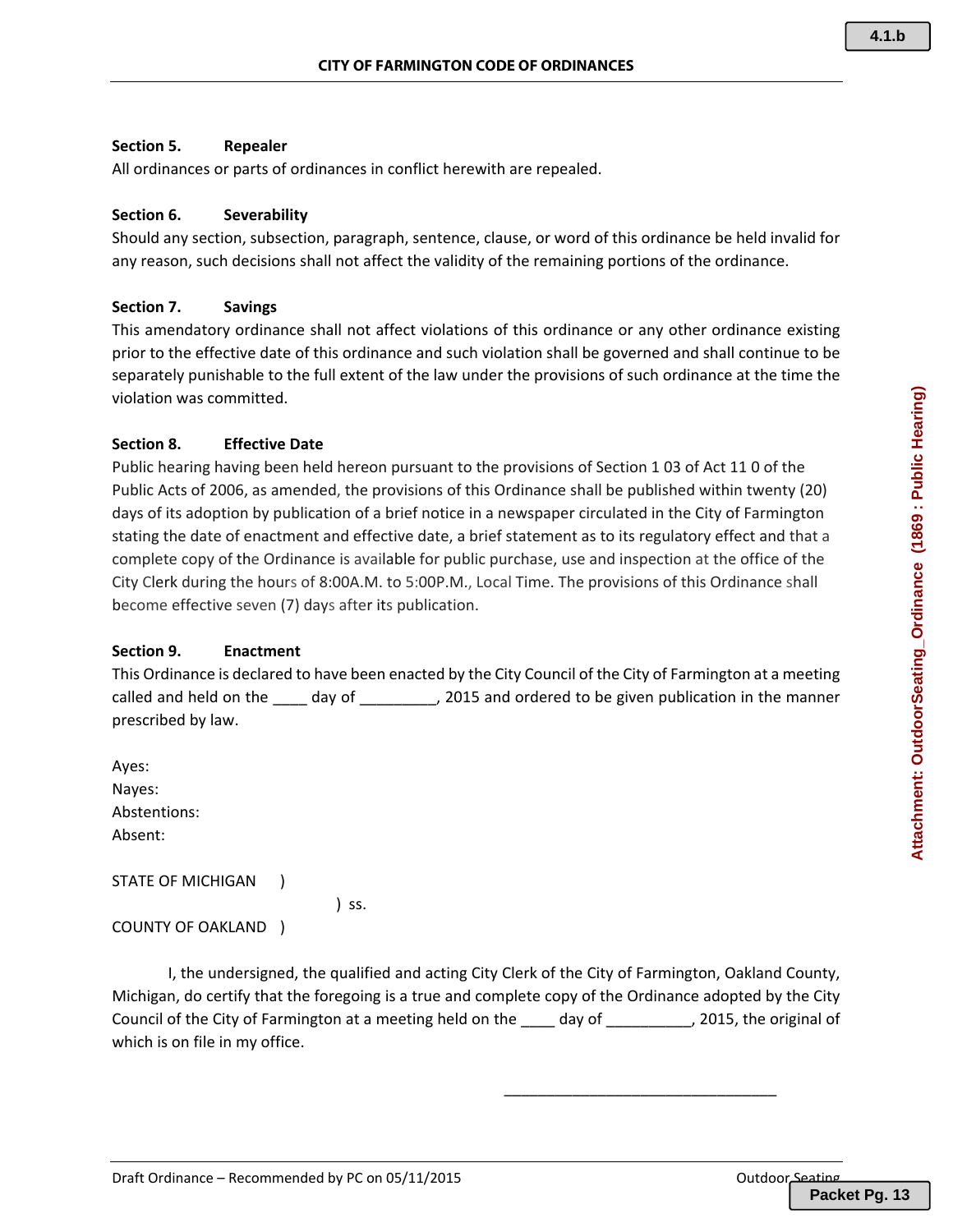**Section 5.** **Repealer**

All ordinances or parts of ordinances in conflict herewith are repealed.

**Section 6.** **Severability**

Should any section, subsection, paragraph, sentence, clause, or word of this ordinance be held invalid for any reason, such decisions shall not affect the validity of the remaining portions of the ordinance.

**Section 7.** **Savings**

This amendatory ordinance shall not affect violations of this ordinance or any other ordinance existing prior to the effective date of this ordinance and such violation shall be governed and shall continue to be separately punishable to the full extent of the law under the provisions of such ordinance at the time the violation was committed.

**Section 8.** **Effective Date**

Public hearing having been held hereon pursuant to the provisions of Section 1 03 of Act 11 0 of the Public Acts of 2006, as amended, the provisions of this Ordinance shall be published within twenty (20) days of its adoption by publication of a brief notice in a newspaper circulated in the City of Farmington stating the date of enactment and effective date, a brief statement as to its regulatory effect and that a complete copy of the Ordinance is available for public purchase, use and inspection at the office of the City Clerk during the hours of 8:00A.M. to 5:00P.M., Local Time. The provisions of this Ordinance shall become effective seven (7) days after its publication.

**Section 9.** **Enactment**

This Ordinance is declared to have been enacted by the City Council of the City of Farmington at a meeting called and held on the ____ day of _________, 2015 and ordered to be given publication in the manner prescribed by law.

Ayes:
Nayes:
Abstentions:
Absent:

STATE OF MICHIGAN )
) ss.
COUNTY OF OAKLAND )

I, the undersigned, the qualified and acting City Clerk of the City of Farmington, Oakland County, Michigan, do certify that the foregoing is a true and complete copy of the Ordinance adopted by the City Council of the City of Farmington at a meeting held on the ____ day of __________, 2015, the original of which is on file in my office.

________________________________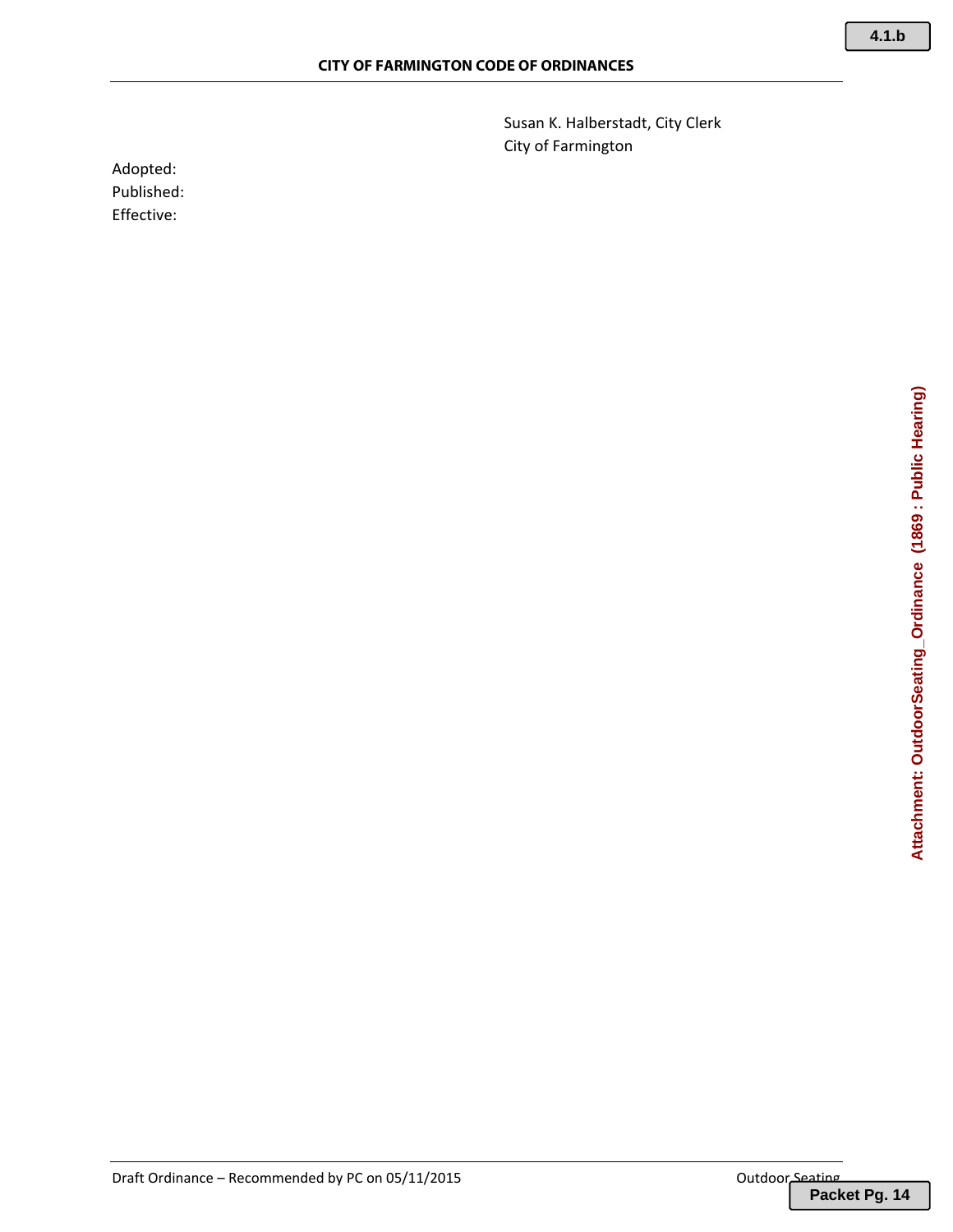Susan K. Halberstadt, City Clerk
City of Farmington

Adopted:
Published:
Effective: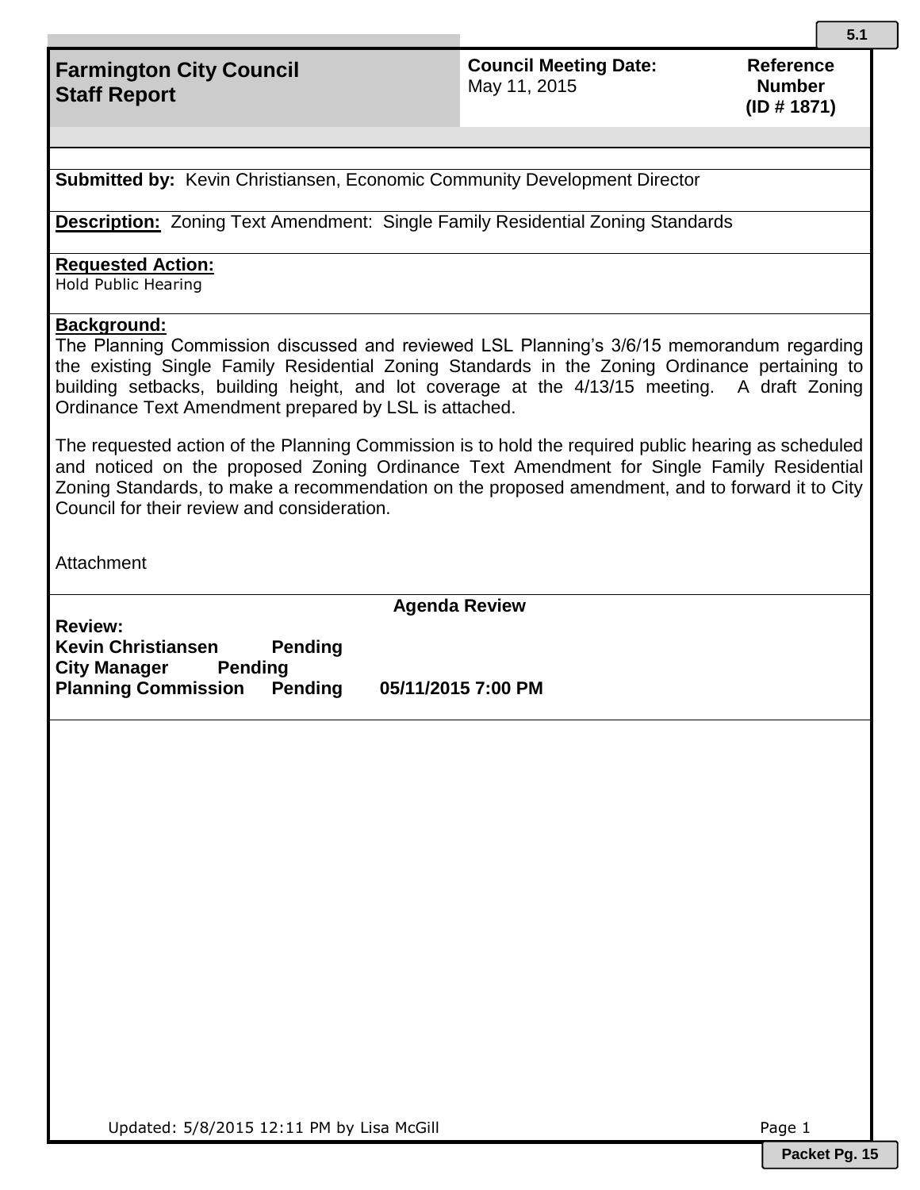# Farmington City Council Staff Report

**Council Meeting Date:** May 11, 2015

**Reference Number (ID # 1871)**

---

**Submitted by:** Kevin Christiansen, Economic Community Development Director

**Description:** Zoning Text Amendment: Single Family Residential Zoning Standards

**Requested Action:**
Hold Public Hearing

**Background:**
The Planning Commission discussed and reviewed LSL Planning's 3/6/15 memorandum regarding the existing Single Family Residential Zoning Standards in the Zoning Ordinance pertaining to building setbacks, building height, and lot coverage at the 4/13/15 meeting. A draft Zoning Ordinance Text Amendment prepared by LSL is attached.

The requested action of the Planning Commission is to hold the required public hearing as scheduled and noticed on the proposed Zoning Ordinance Text Amendment for Single Family Residential Zoning Standards, to make a recommendation on the proposed amendment, and to forward it to City Council for their review and consideration.

Attachment

---

**Agenda Review**

**Review:**
**Kevin Christiansen Pending**
**City Manager Pending**
**Planning Commission Pending 05/11/2015 7:00 PM**

Updated: 5/8/2015 12:11 PM by Lisa McGill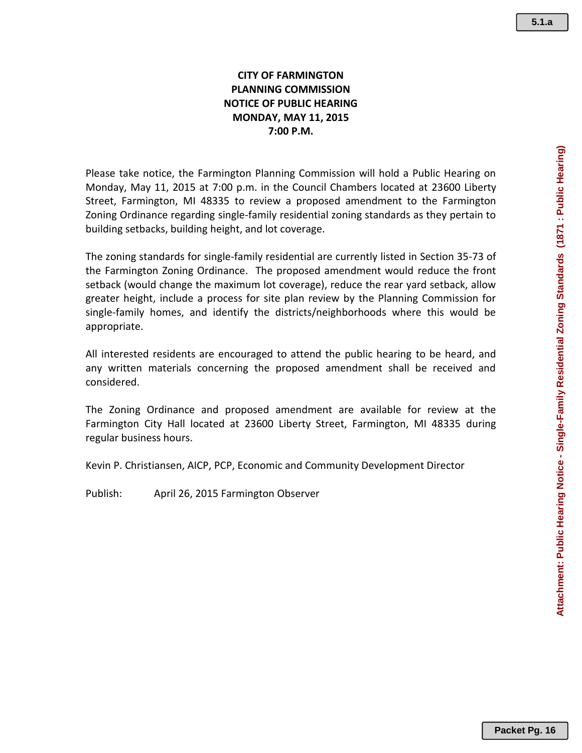**CITY OF FARMINGTON**
**PLANNING COMMISSION**
**NOTICE OF PUBLIC HEARING**
**MONDAY, MAY 11, 2015**
**7:00 P.M.**

Please take notice, the Farmington Planning Commission will hold a Public Hearing on Monday, May 11, 2015 at 7:00 p.m. in the Council Chambers located at 23600 Liberty Street, Farmington, MI 48335 to review a proposed amendment to the Farmington Zoning Ordinance regarding single-family residential zoning standards as they pertain to building setbacks, building height, and lot coverage.

The zoning standards for single-family residential are currently listed in Section 35-73 of the Farmington Zoning Ordinance. The proposed amendment would reduce the front setback (would change the maximum lot coverage), reduce the rear yard setback, allow greater height, include a process for site plan review by the Planning Commission for single-family homes, and identify the districts/neighborhoods where this would be appropriate.

All interested residents are encouraged to attend the public hearing to be heard, and any written materials concerning the proposed amendment shall be received and considered.

The Zoning Ordinance and proposed amendment are available for review at the Farmington City Hall located at 23600 Liberty Street, Farmington, MI 48335 during regular business hours.

Kevin P. Christiansen, AICP, PCP, Economic and Community Development Director

Publish: April 26, 2015 Farmington Observer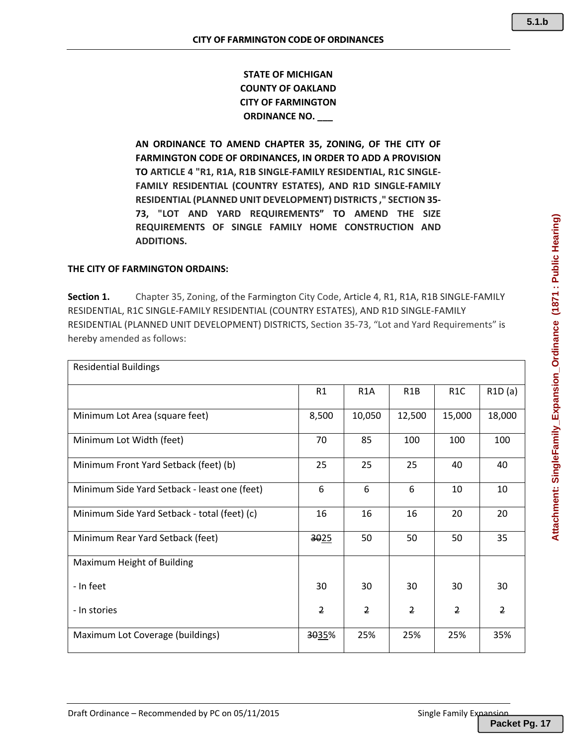**STATE OF MICHIGAN**
**COUNTY OF OAKLAND**
**CITY OF FARMINGTON**
**ORDINANCE NO. ___**

**AN ORDINANCE TO AMEND CHAPTER 35, ZONING, OF THE CITY OF FARMINGTON CODE OF ORDINANCES, IN ORDER TO ADD A PROVISION TO ARTICLE 4 "R1, R1A, R1B SINGLE-FAMILY RESIDENTIAL, R1C SINGLE-FAMILY RESIDENTIAL (COUNTRY ESTATES), AND R1D SINGLE-FAMILY RESIDENTIAL (PLANNED UNIT DEVELOPMENT) DISTRICTS ," SECTION 35-73, "LOT AND YARD REQUIREMENTS" TO AMEND THE SIZE REQUIREMENTS OF SINGLE FAMILY HOME CONSTRUCTION AND ADDITIONS.**

**THE CITY OF FARMINGTON ORDAINS:**

**Section 1.** Chapter 35, Zoning, of the Farmington City Code, Article 4, R1, R1A, R1B SINGLE-FAMILY RESIDENTIAL, R1C SINGLE-FAMILY RESIDENTIAL (COUNTRY ESTATES), AND R1D SINGLE-FAMILY RESIDENTIAL (PLANNED UNIT DEVELOPMENT) DISTRICTS, Section 35-73, "Lot and Yard Requirements" is hereby amended as follows:

| Residential Buildings | | | | | |
|---|---|---|---|---|---|
| | R1 | R1A | R1B | R1C | R1D (a) |
| Minimum Lot Area (square feet) | 8,500 | 10,050 | 12,500 | 15,000 | 18,000 |
| Minimum Lot Width (feet) | 70 | 85 | 100 | 100 | 100 |
| Minimum Front Yard Setback (feet) (b) | 25 | 25 | 25 | 40 | 40 |
| Minimum Side Yard Setback - least one (feet) | 6 | 6 | 6 | 10 | 10 |
| Minimum Side Yard Setback - total (feet) (c) | 16 | 16 | 16 | 20 | 20 |
| Minimum Rear Yard Setback (feet) | ~~30~~25 | 50 | 50 | 50 | 35 |
| Maximum Height of Building | | | | | |
| - In feet | 30 | 30 | 30 | 30 | 30 |
| - In stories | ~~2~~ | ~~2~~ | ~~2~~ | ~~2~~ | ~~2~~ |
| Maximum Lot Coverage (buildings) | ~~30~~35% | 25% | 25% | 25% | 35% |

Draft Ordinance – Recommended by PC on 05/11/2015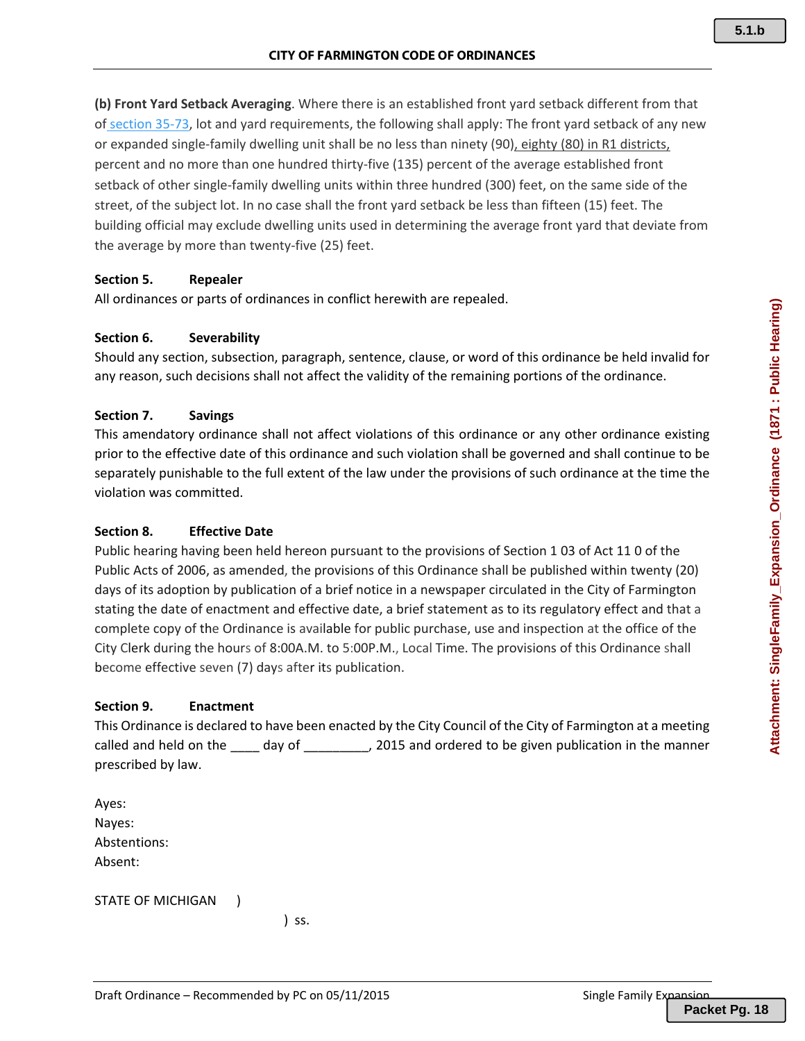**(b) Front Yard Setback Averaging**. Where there is an established front yard setback different from that of section 35-73, lot and yard requirements, the following shall apply: The front yard setback of any new or expanded single-family dwelling unit shall be no less than ninety (90), eighty (80) in R1 districts, percent and no more than one hundred thirty-five (135) percent of the average established front setback of other single-family dwelling units within three hundred (300) feet, on the same side of the street, of the subject lot. In no case shall the front yard setback be less than fifteen (15) feet. The building official may exclude dwelling units used in determining the average front yard that deviate from the average by more than twenty-five (25) feet.

**Section 5. Repealer**

All ordinances or parts of ordinances in conflict herewith are repealed.

**Section 6. Severability**

Should any section, subsection, paragraph, sentence, clause, or word of this ordinance be held invalid for any reason, such decisions shall not affect the validity of the remaining portions of the ordinance.

**Section 7. Savings**

This amendatory ordinance shall not affect violations of this ordinance or any other ordinance existing prior to the effective date of this ordinance and such violation shall be governed and shall continue to be separately punishable to the full extent of the law under the provisions of such ordinance at the time the violation was committed.

**Section 8. Effective Date**

Public hearing having been held hereon pursuant to the provisions of Section 1 03 of Act 11 0 of the Public Acts of 2006, as amended, the provisions of this Ordinance shall be published within twenty (20) days of its adoption by publication of a brief notice in a newspaper circulated in the City of Farmington stating the date of enactment and effective date, a brief statement as to its regulatory effect and that a complete copy of the Ordinance is available for public purchase, use and inspection at the office of the City Clerk during the hours of 8:00A.M. to 5:00P.M., Local Time. The provisions of this Ordinance shall become effective seven (7) days after its publication.

**Section 9. Enactment**

This Ordinance is declared to have been enacted by the City Council of the City of Farmington at a meeting called and held on the ____ day of _________, 2015 and ordered to be given publication in the manner prescribed by law.

Ayes:
Nayes:
Abstentions:
Absent:

STATE OF MICHIGAN )
) ss.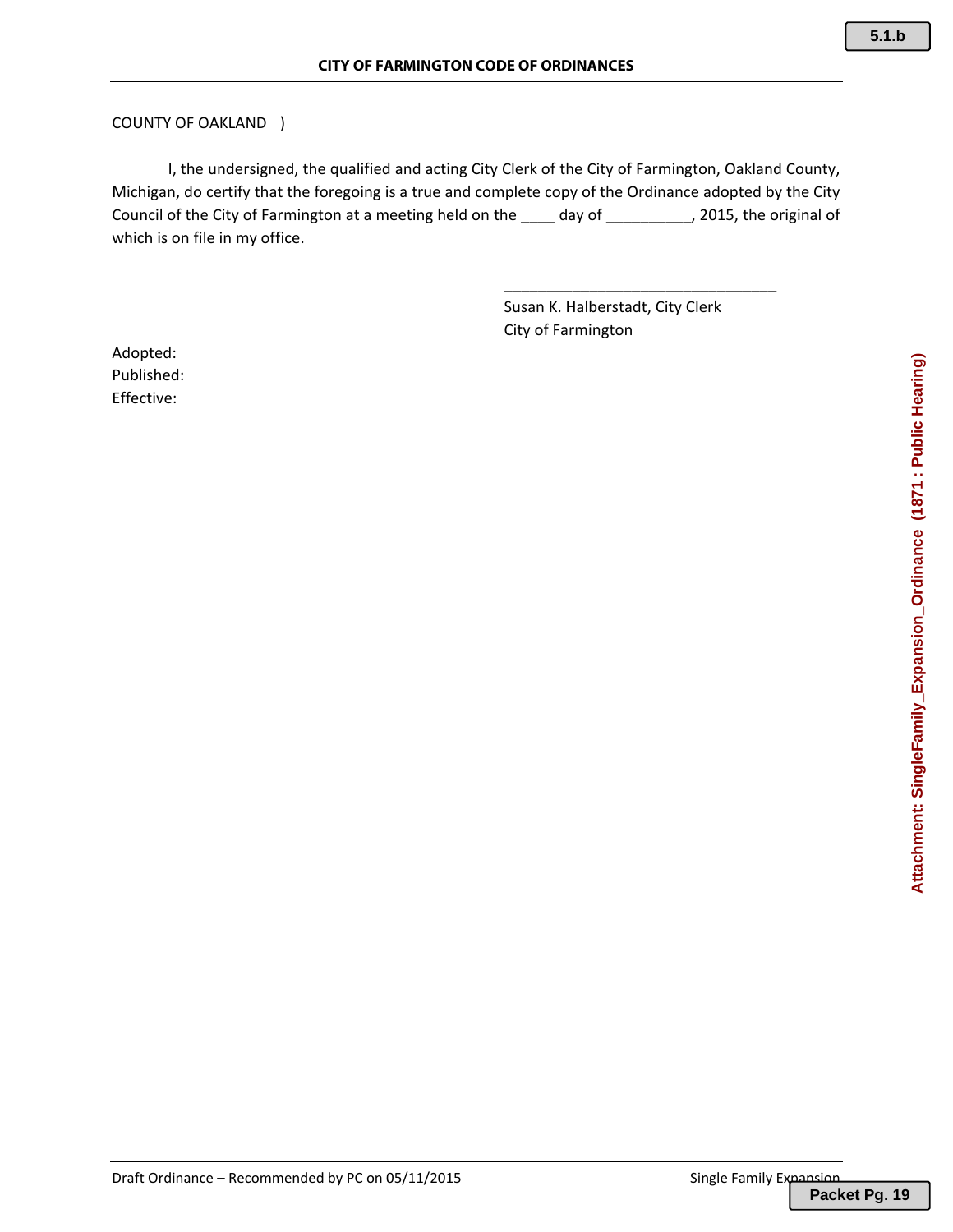COUNTY OF OAKLAND )

I, the undersigned, the qualified and acting City Clerk of the City of Farmington, Oakland County, Michigan, do certify that the foregoing is a true and complete copy of the Ordinance adopted by the City Council of the City of Farmington at a meeting held on the ____ day of __________, 2015, the original of which is on file in my office.

_________________________________
Susan K. Halberstadt, City Clerk
City of Farmington

Adopted:
Published:
Effective: